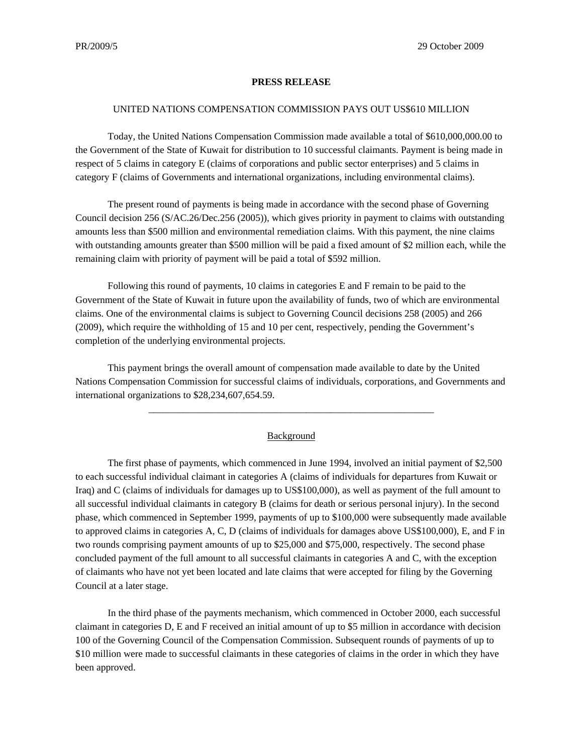PR/2009/5 29 October 2009

**PRESS RELEASE**

UNITED NATIONS COMPENSATION COMMISSION PAYS OUT US$610 MILLION

Today, the United Nations Compensation Commission made available a total of $610,000,000.00 to the Government of the State of Kuwait for distribution to 10 successful claimants. Payment is being made in respect of 5 claims in category E (claims of corporations and public sector enterprises) and 5 claims in category F (claims of Governments and international organizations, including environmental claims).

The present round of payments is being made in accordance with the second phase of Governing Council decision 256 (S/AC.26/Dec.256 (2005)), which gives priority in payment to claims with outstanding amounts less than $500 million and environmental remediation claims. With this payment, the nine claims with outstanding amounts greater than $500 million will be paid a fixed amount of $2 million each, while the remaining claim with priority of payment will be paid a total of $592 million.

Following this round of payments, 10 claims in categories E and F remain to be paid to the Government of the State of Kuwait in future upon the availability of funds, two of which are environmental claims. One of the environmental claims is subject to Governing Council decisions 258 (2005) and 266 (2009), which require the withholding of 15 and 10 per cent, respectively, pending the Government's completion of the underlying environmental projects.

This payment brings the overall amount of compensation made available to date by the United Nations Compensation Commission for successful claims of individuals, corporations, and Governments and international organizations to $28,234,607,654.59.

---

Background

The first phase of payments, which commenced in June 1994, involved an initial payment of $2,500 to each successful individual claimant in categories A (claims of individuals for departures from Kuwait or Iraq) and C (claims of individuals for damages up to US$100,000), as well as payment of the full amount to all successful individual claimants in category B (claims for death or serious personal injury). In the second phase, which commenced in September 1999, payments of up to $100,000 were subsequently made available to approved claims in categories A, C, D (claims of individuals for damages above US$100,000), E, and F in two rounds comprising payment amounts of up to $25,000 and $75,000, respectively. The second phase concluded payment of the full amount to all successful claimants in categories A and C, with the exception of claimants who have not yet been located and late claims that were accepted for filing by the Governing Council at a later stage.

In the third phase of the payments mechanism, which commenced in October 2000, each successful claimant in categories D, E and F received an initial amount of up to $5 million in accordance with decision 100 of the Governing Council of the Compensation Commission. Subsequent rounds of payments of up to $10 million were made to successful claimants in these categories of claims in the order in which they have been approved.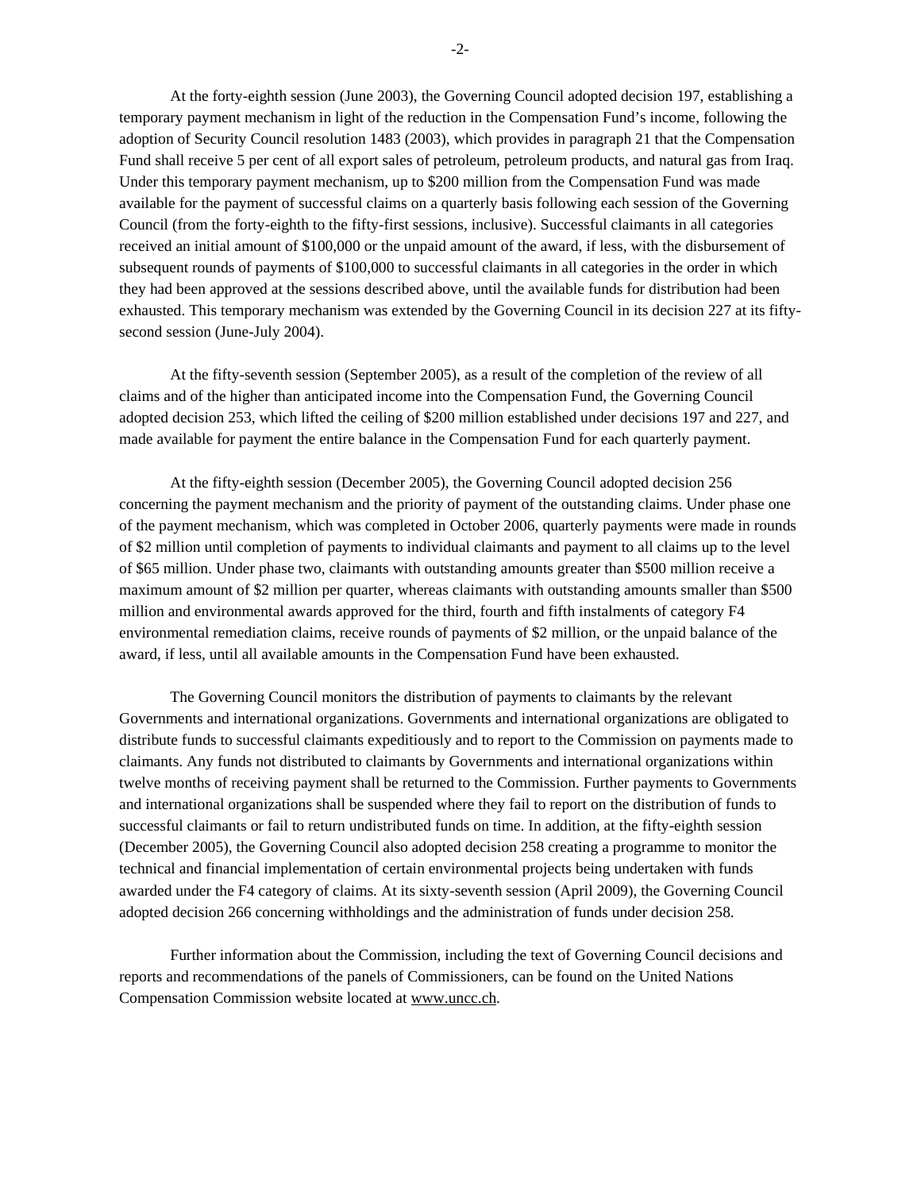At the forty-eighth session (June 2003), the Governing Council adopted decision 197, establishing a temporary payment mechanism in light of the reduction in the Compensation Fund's income, following the adoption of Security Council resolution 1483 (2003), which provides in paragraph 21 that the Compensation Fund shall receive 5 per cent of all export sales of petroleum, petroleum products, and natural gas from Iraq. Under this temporary payment mechanism, up to $200 million from the Compensation Fund was made available for the payment of successful claims on a quarterly basis following each session of the Governing Council (from the forty-eighth to the fifty-first sessions, inclusive). Successful claimants in all categories received an initial amount of $100,000 or the unpaid amount of the award, if less, with the disbursement of subsequent rounds of payments of $100,000 to successful claimants in all categories in the order in which they had been approved at the sessions described above, until the available funds for distribution had been exhausted. This temporary mechanism was extended by the Governing Council in its decision 227 at its fifty-second session (June-July 2004).

At the fifty-seventh session (September 2005), as a result of the completion of the review of all claims and of the higher than anticipated income into the Compensation Fund, the Governing Council adopted decision 253, which lifted the ceiling of $200 million established under decisions 197 and 227, and made available for payment the entire balance in the Compensation Fund for each quarterly payment.

At the fifty-eighth session (December 2005), the Governing Council adopted decision 256 concerning the payment mechanism and the priority of payment of the outstanding claims. Under phase one of the payment mechanism, which was completed in October 2006, quarterly payments were made in rounds of $2 million until completion of payments to individual claimants and payment to all claims up to the level of $65 million. Under phase two, claimants with outstanding amounts greater than $500 million receive a maximum amount of $2 million per quarter, whereas claimants with outstanding amounts smaller than $500 million and environmental awards approved for the third, fourth and fifth instalments of category F4 environmental remediation claims, receive rounds of payments of $2 million, or the unpaid balance of the award, if less, until all available amounts in the Compensation Fund have been exhausted.

The Governing Council monitors the distribution of payments to claimants by the relevant Governments and international organizations. Governments and international organizations are obligated to distribute funds to successful claimants expeditiously and to report to the Commission on payments made to claimants. Any funds not distributed to claimants by Governments and international organizations within twelve months of receiving payment shall be returned to the Commission. Further payments to Governments and international organizations shall be suspended where they fail to report on the distribution of funds to successful claimants or fail to return undistributed funds on time. In addition, at the fifty-eighth session (December 2005), the Governing Council also adopted decision 258 creating a programme to monitor the technical and financial implementation of certain environmental projects being undertaken with funds awarded under the F4 category of claims. At its sixty-seventh session (April 2009), the Governing Council adopted decision 266 concerning withholdings and the administration of funds under decision 258.

Further information about the Commission, including the text of Governing Council decisions and reports and recommendations of the panels of Commissioners, can be found on the United Nations Compensation Commission website located at www.uncc.ch.